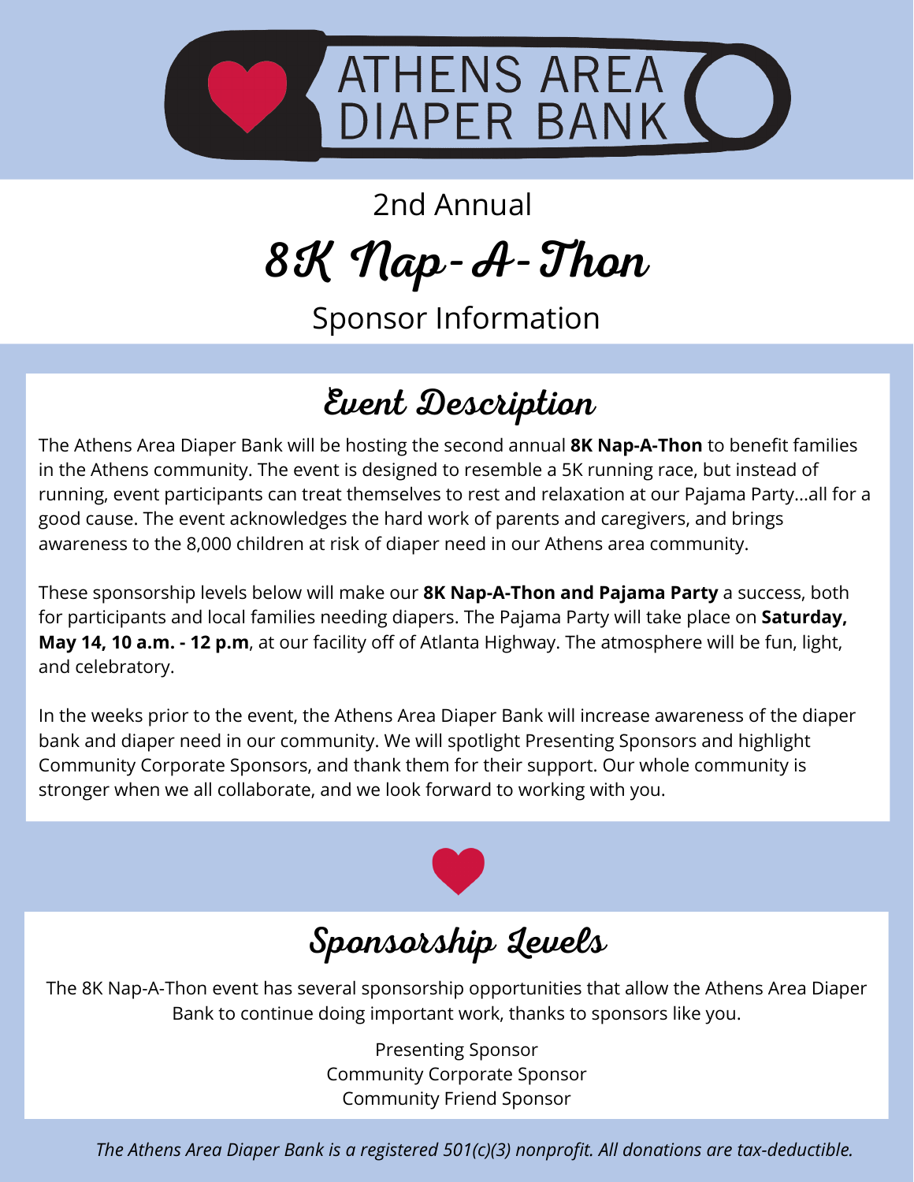# ATHENS AREA DIAPER BANK

2nd Annual

# 8K Nap-A-Thon

Sponsor Information

## Event Description

The Athens Area Diaper Bank will be hosting the second annual **8K Nap-A-Thon** to benefit families in the Athens community. The event is designed to resemble a 5K running race, but instead of running, event participants can treat themselves to rest and relaxation at our Pajama Party...all for a good cause. The event acknowledges the hard work of parents and caregivers, and brings awareness to the 8,000 children at risk of diaper need in our Athens area community.

These sponsorship levels below will make our **8K Nap-A-Thon and Pajama Party** a success, both for participants and local families needing diapers. The Pajama Party will take place on **Saturday, May 14, 10 a.m. - 12 p.m**, at our facility off of Atlanta Highway. The atmosphere will be fun, light, and celebratory.

In the weeks prior to the event, the Athens Area Diaper Bank will increase awareness of the diaper bank and diaper need in our community. We will spotlight Presenting Sponsors and highlight Community Corporate Sponsors, and thank them for their support. Our whole community is stronger when we all collaborate, and we look forward to working with you.

## Sponsorship Levels

The 8K Nap-A-Thon event has several sponsorship opportunities that allow the Athens Area Diaper Bank to continue doing important work, thanks to sponsors like you.

Presenting Sponsor
Community Corporate Sponsor
Community Friend Sponsor

*The Athens Area Diaper Bank is a registered 501(c)(3) nonprofit. All donations are tax-deductible.*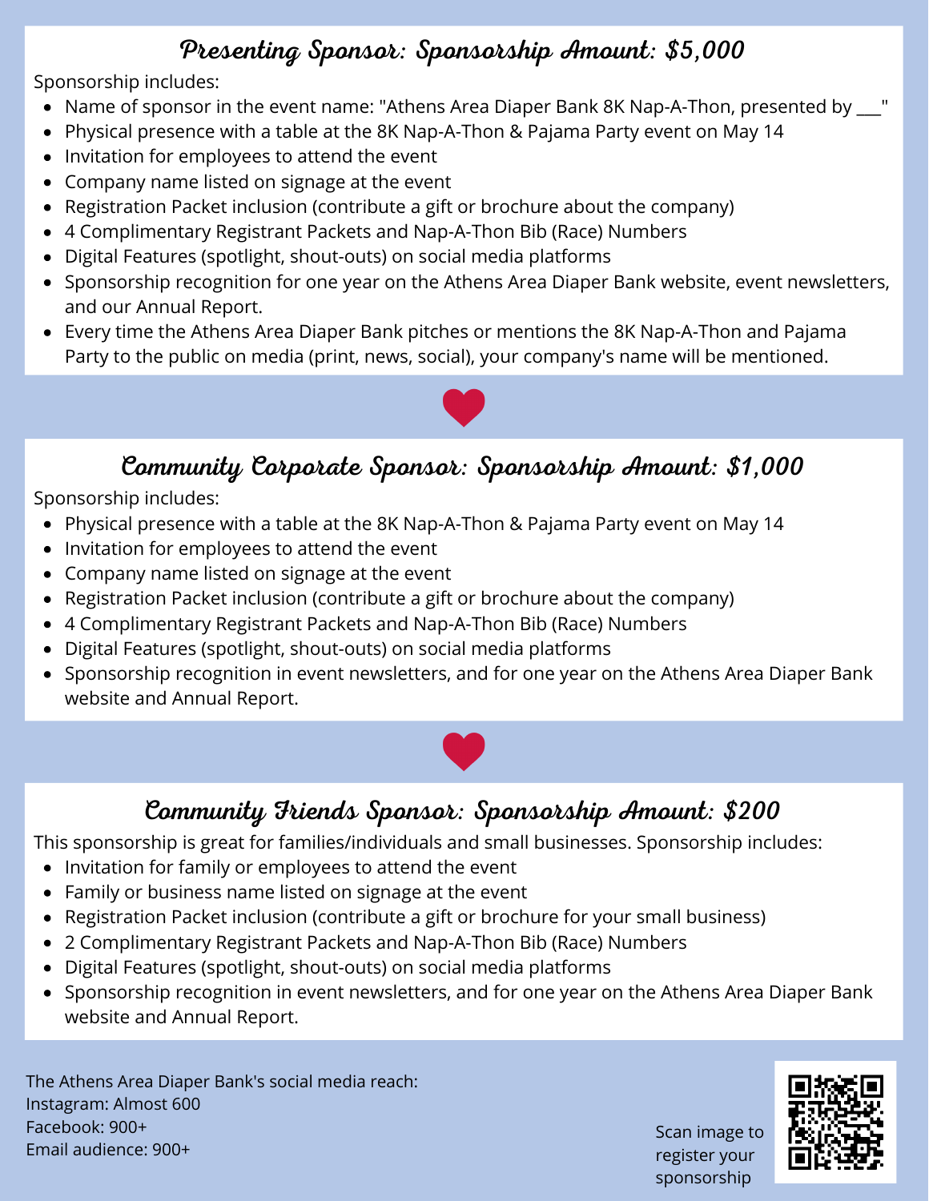## Presenting Sponsor: Sponsorship Amount: $5,000

Sponsorship includes:

- Name of sponsor in the event name: "Athens Area Diaper Bank 8K Nap-A-Thon, presented by ___"
- Physical presence with a table at the 8K Nap-A-Thon & Pajama Party event on May 14
- Invitation for employees to attend the event
- Company name listed on signage at the event
- Registration Packet inclusion (contribute a gift or brochure about the company)
- 4 Complimentary Registrant Packets and Nap-A-Thon Bib (Race) Numbers
- Digital Features (spotlight, shout-outs) on social media platforms
- Sponsorship recognition for one year on the Athens Area Diaper Bank website, event newsletters, and our Annual Report.
- Every time the Athens Area Diaper Bank pitches or mentions the 8K Nap-A-Thon and Pajama Party to the public on media (print, news, social), your company's name will be mentioned.

## Community Corporate Sponsor: Sponsorship Amount: $1,000

Sponsorship includes:

- Physical presence with a table at the 8K Nap-A-Thon & Pajama Party event on May 14
- Invitation for employees to attend the event
- Company name listed on signage at the event
- Registration Packet inclusion (contribute a gift or brochure about the company)
- 4 Complimentary Registrant Packets and Nap-A-Thon Bib (Race) Numbers
- Digital Features (spotlight, shout-outs) on social media platforms
- Sponsorship recognition in event newsletters, and for one year on the Athens Area Diaper Bank website and Annual Report.

## Community Friends Sponsor: Sponsorship Amount: $200

This sponsorship is great for families/individuals and small businesses. Sponsorship includes:

- Invitation for family or employees to attend the event
- Family or business name listed on signage at the event
- Registration Packet inclusion (contribute a gift or brochure for your small business)
- 2 Complimentary Registrant Packets and Nap-A-Thon Bib (Race) Numbers
- Digital Features (spotlight, shout-outs) on social media platforms
- Sponsorship recognition in event newsletters, and for one year on the Athens Area Diaper Bank website and Annual Report.

The Athens Area Diaper Bank's social media reach:
Instagram: Almost 600
Facebook: 900+
Email audience: 900+

Scan image to register your sponsorship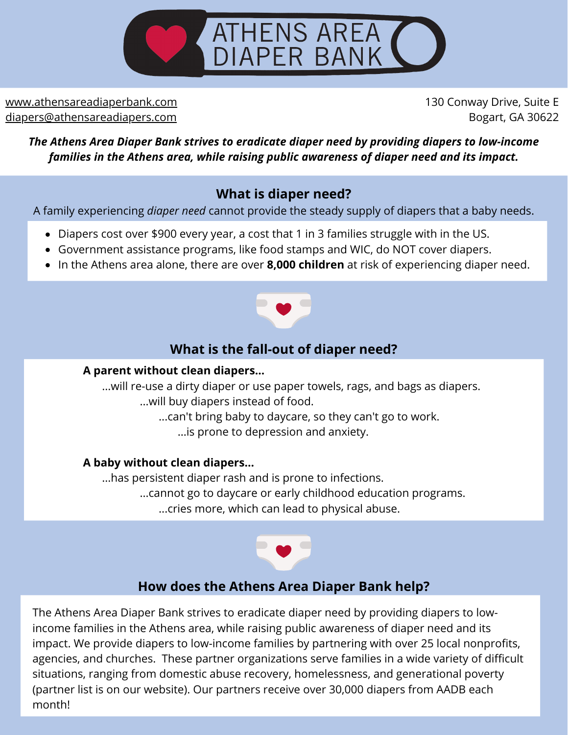# ATHENS AREA DIAPER BANK

www.athensareadiaperbank.com
diapers@athensareadiapers.com

130 Conway Drive, Suite E
Bogart, GA 30622

***The Athens Area Diaper Bank strives to eradicate diaper need by providing diapers to low-income families in the Athens area, while raising public awareness of diaper need and its impact.***

## What is diaper need?

A family experiencing *diaper need* cannot provide the steady supply of diapers that a baby needs.

- Diapers cost over $900 every year, a cost that 1 in 3 families struggle with in the US.
- Government assistance programs, like food stamps and WIC, do NOT cover diapers.
- In the Athens area alone, there are over **8,000 children** at risk of experiencing diaper need.

## What is the fall-out of diaper need?

**A parent without clean diapers...**

...will re-use a dirty diaper or use paper towels, rags, and bags as diapers.
...will buy diapers instead of food.
...can't bring baby to daycare, so they can't go to work.
...is prone to depression and anxiety.

**A baby without clean diapers...**

...has persistent diaper rash and is prone to infections.
...cannot go to daycare or early childhood education programs.
...cries more, which can lead to physical abuse.

## How does the Athens Area Diaper Bank help?

The Athens Area Diaper Bank strives to eradicate diaper need by providing diapers to low-income families in the Athens area, while raising public awareness of diaper need and its impact. We provide diapers to low-income families by partnering with over 25 local nonprofits, agencies, and churches. These partner organizations serve families in a wide variety of difficult situations, ranging from domestic abuse recovery, homelessness, and generational poverty (partner list is on our website). Our partners receive over 30,000 diapers from AADB each month!